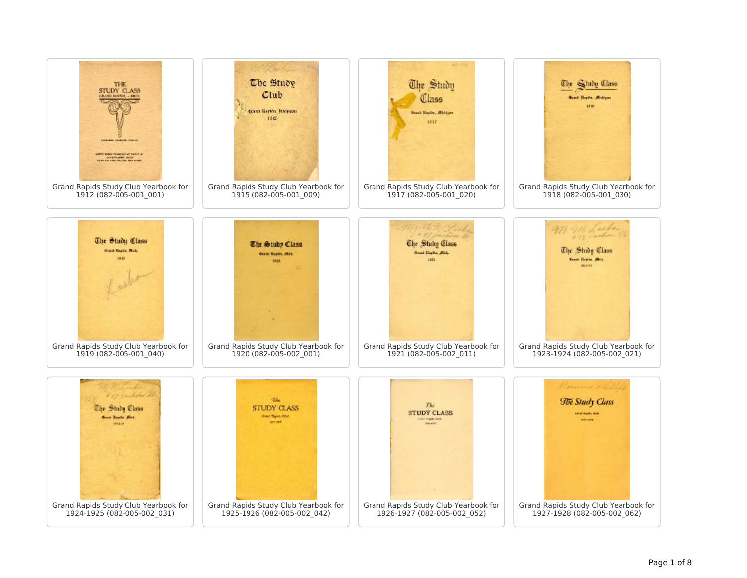Grand Rapids Study Club Yearbook for 1912 (082-005-001_001)

Grand Rapids Study Club Yearbook for 1915 (082-005-001_009)

Grand Rapids Study Club Yearbook for 1917 (082-005-001_020)

Grand Rapids Study Club Yearbook for 1918 (082-005-001_030)

Grand Rapids Study Club Yearbook for 1919 (082-005-001_040)

Grand Rapids Study Club Yearbook for 1920 (082-005-002_001)

Grand Rapids Study Club Yearbook for 1921 (082-005-002_011)

Grand Rapids Study Club Yearbook for 1923-1924 (082-005-002_021)

Grand Rapids Study Club Yearbook for 1924-1925 (082-005-002_031)

Grand Rapids Study Club Yearbook for 1925-1926 (082-005-002_042)

Grand Rapids Study Club Yearbook for 1926-1927 (082-005-002_052)

Grand Rapids Study Club Yearbook for 1927-1928 (082-005-002_062)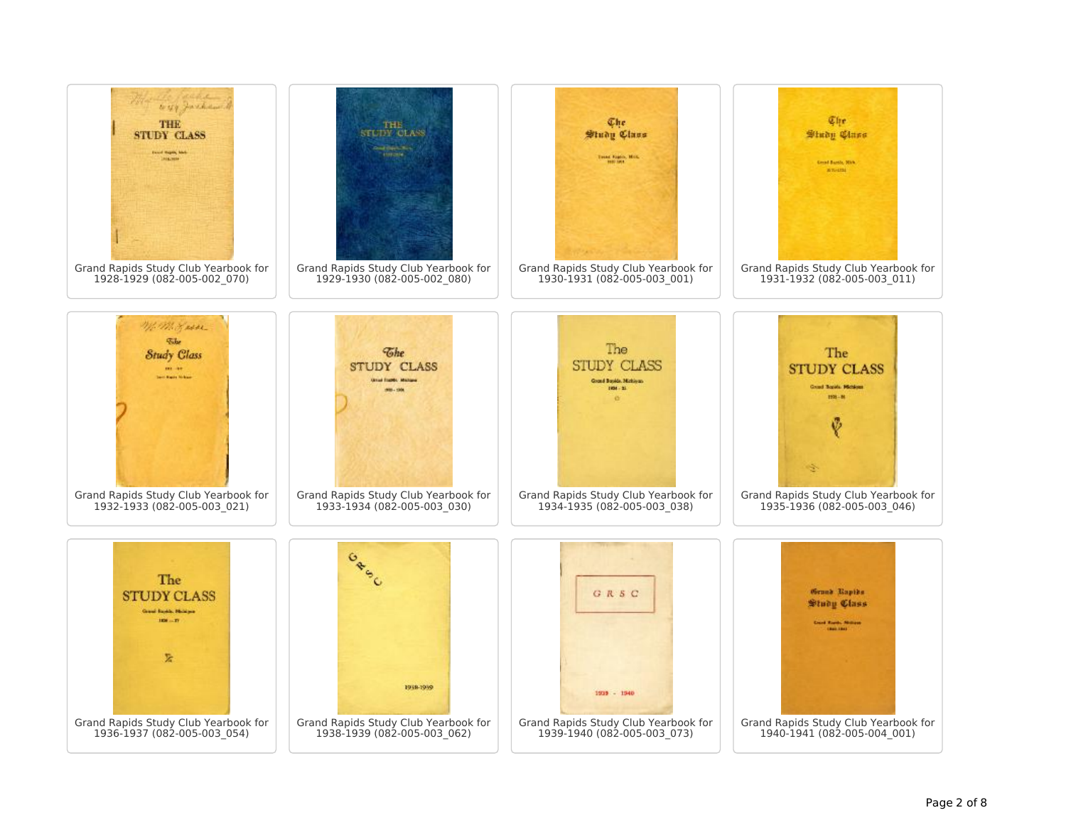Grand Rapids Study Club Yearbook for 1928-1929 (082-005-002_070)

Grand Rapids Study Club Yearbook for 1929-1930 (082-005-002_080)

Grand Rapids Study Club Yearbook for 1930-1931 (082-005-003_001)

Grand Rapids Study Club Yearbook for 1931-1932 (082-005-003_011)

Grand Rapids Study Club Yearbook for 1932-1933 (082-005-003_021)

Grand Rapids Study Club Yearbook for 1933-1934 (082-005-003_030)

Grand Rapids Study Club Yearbook for 1934-1935 (082-005-003_038)

Grand Rapids Study Club Yearbook for 1935-1936 (082-005-003_046)

Grand Rapids Study Club Yearbook for 1936-1937 (082-005-003_054)

Grand Rapids Study Club Yearbook for 1938-1939 (082-005-003_062)

Grand Rapids Study Club Yearbook for 1939-1940 (082-005-003_073)

Grand Rapids Study Club Yearbook for 1940-1941 (082-005-004_001)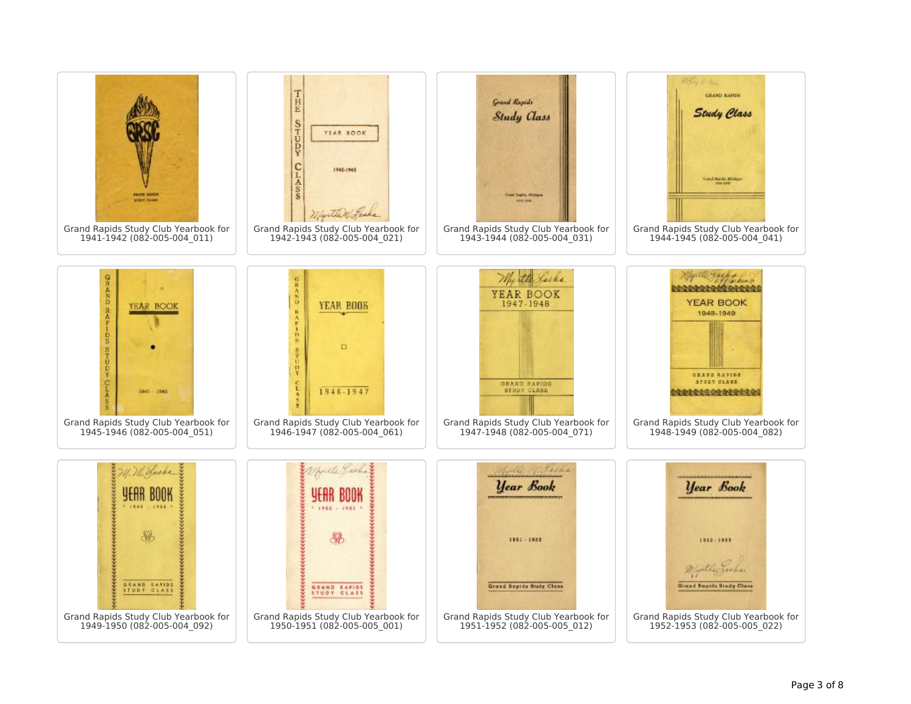Grand Rapids Study Club Yearbook for 1941-1942 (082-005-004_011)

Grand Rapids Study Club Yearbook for 1942-1943 (082-005-004_021)

Grand Rapids Study Club Yearbook for 1943-1944 (082-005-004_031)

Grand Rapids Study Club Yearbook for 1944-1945 (082-005-004_041)

Grand Rapids Study Club Yearbook for 1945-1946 (082-005-004_051)

Grand Rapids Study Club Yearbook for 1946-1947 (082-005-004_061)

Grand Rapids Study Club Yearbook for 1947-1948 (082-005-004_071)

Grand Rapids Study Club Yearbook for 1948-1949 (082-005-004_082)

Grand Rapids Study Club Yearbook for 1949-1950 (082-005-004_092)

Grand Rapids Study Club Yearbook for 1950-1951 (082-005-005_001)

Grand Rapids Study Club Yearbook for 1951-1952 (082-005-005_012)

Grand Rapids Study Club Yearbook for 1952-1953 (082-005-005_022)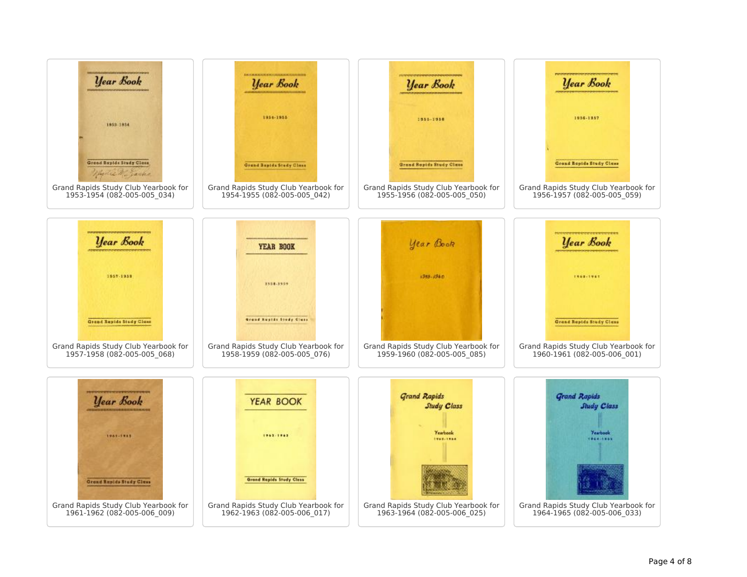Grand Rapids Study Club Yearbook for 1953-1954 (082-005-005_034)

Grand Rapids Study Club Yearbook for 1954-1955 (082-005-005_042)

Grand Rapids Study Club Yearbook for 1955-1956 (082-005-005_050)

Grand Rapids Study Club Yearbook for 1956-1957 (082-005-005_059)

Grand Rapids Study Club Yearbook for 1957-1958 (082-005-005_068)

Grand Rapids Study Club Yearbook for 1958-1959 (082-005-005_076)

Grand Rapids Study Club Yearbook for 1959-1960 (082-005-005_085)

Grand Rapids Study Club Yearbook for 1960-1961 (082-005-006_001)

Grand Rapids Study Club Yearbook for 1961-1962 (082-005-006_009)

Grand Rapids Study Club Yearbook for 1962-1963 (082-005-006_017)

Grand Rapids Study Club Yearbook for 1963-1964 (082-005-006_025)

Grand Rapids Study Club Yearbook for 1964-1965 (082-005-006_033)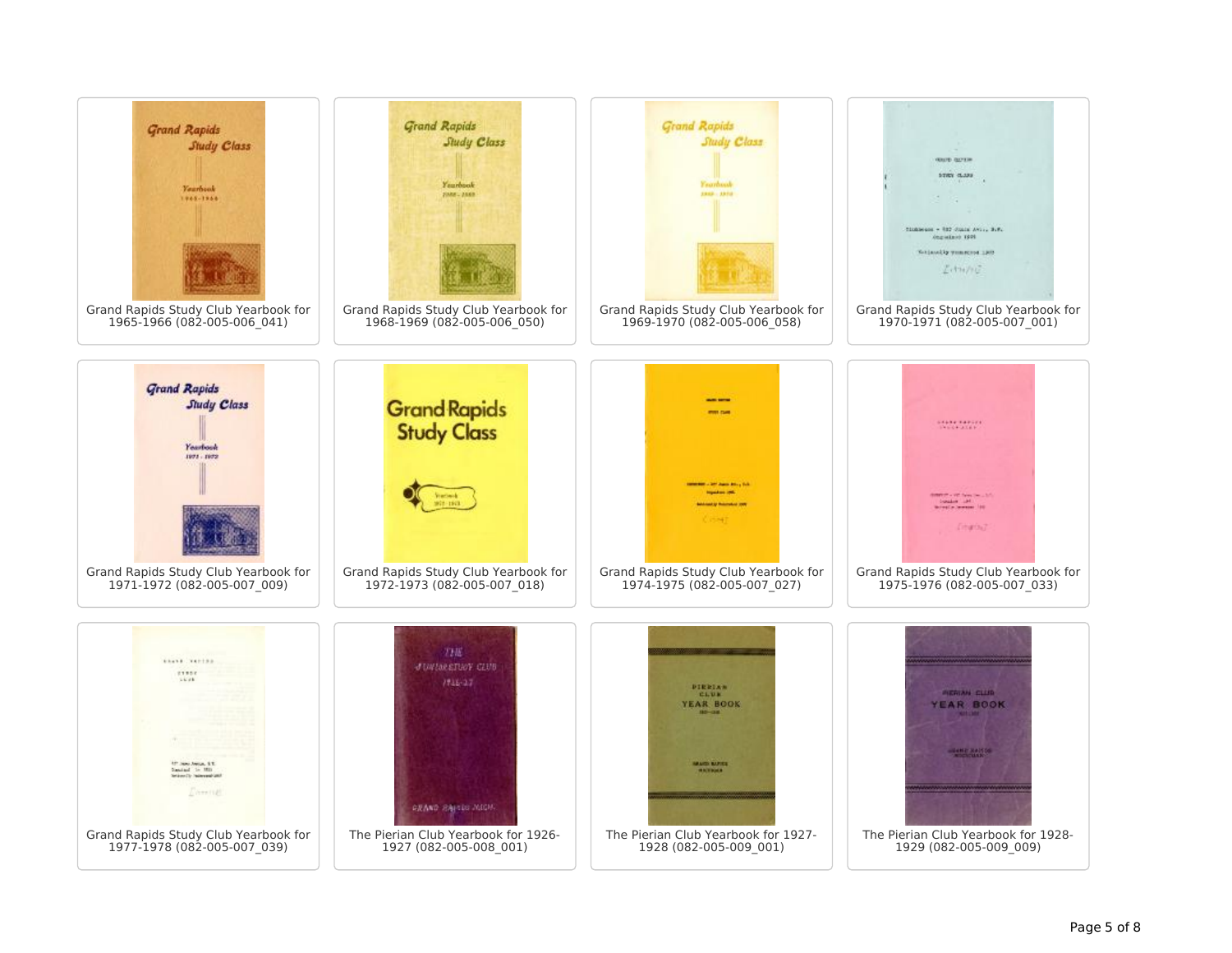Grand Rapids Study Club Yearbook for 1965-1966 (082-005-006_041)

Grand Rapids Study Club Yearbook for 1968-1969 (082-005-006_050)

Grand Rapids Study Club Yearbook for 1969-1970 (082-005-006_058)

Grand Rapids Study Club Yearbook for 1970-1971 (082-005-007_001)

Grand Rapids Study Club Yearbook for 1971-1972 (082-005-007_009)

Grand Rapids Study Club Yearbook for 1972-1973 (082-005-007_018)

Grand Rapids Study Club Yearbook for 1974-1975 (082-005-007_027)

Grand Rapids Study Club Yearbook for 1975-1976 (082-005-007_033)

Grand Rapids Study Club Yearbook for 1977-1978 (082-005-007_039)

The Pierian Club Yearbook for 1926-1927 (082-005-008_001)

The Pierian Club Yearbook for 1927-1928 (082-005-009_001)

The Pierian Club Yearbook for 1928-1929 (082-005-009_009)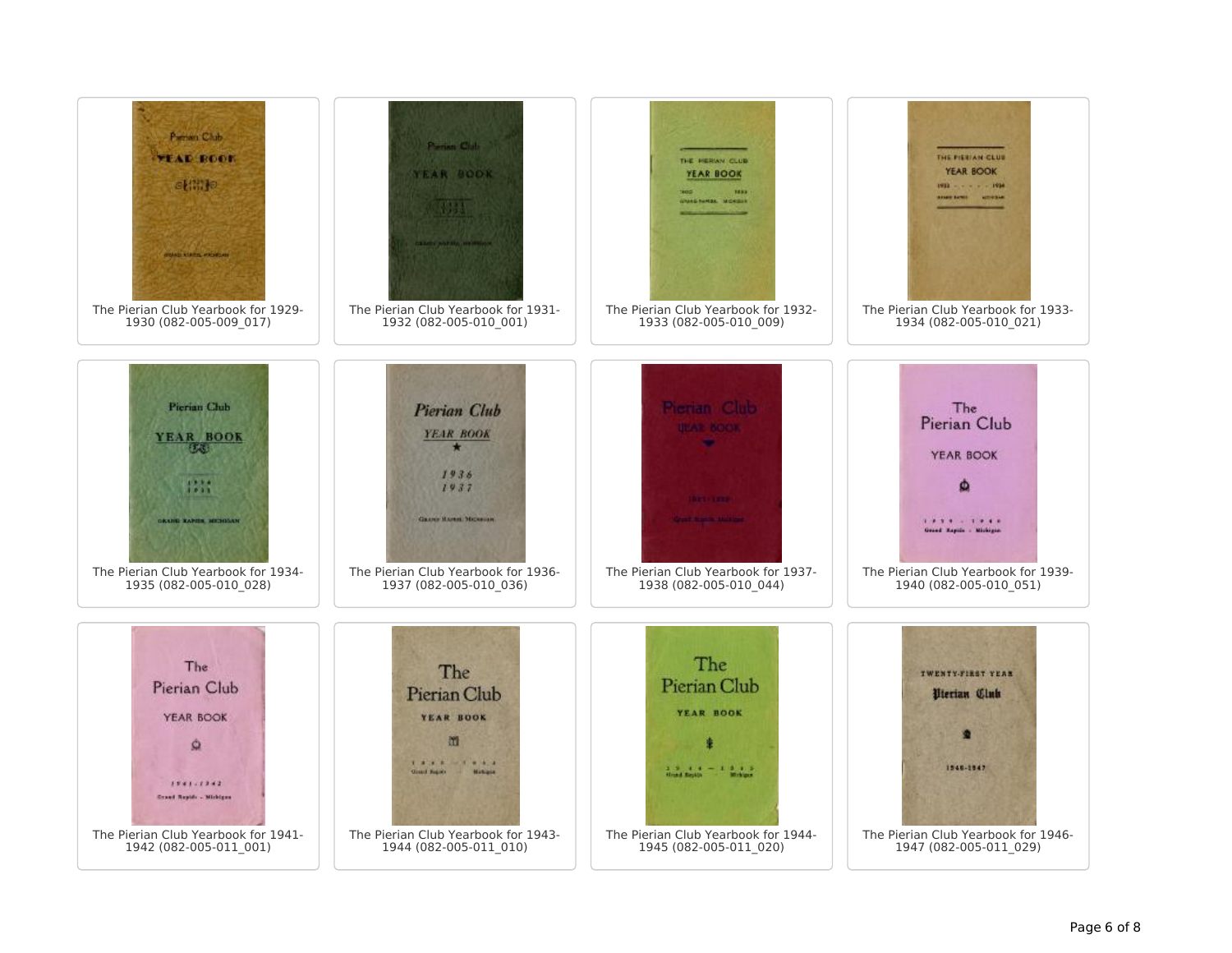The Pierian Club Yearbook for 1929-1930 (082-005-009_017)

The Pierian Club Yearbook for 1931-1932 (082-005-010_001)

The Pierian Club Yearbook for 1932-1933 (082-005-010_009)

The Pierian Club Yearbook for 1933-1934 (082-005-010_021)

The Pierian Club Yearbook for 1934-1935 (082-005-010_028)

The Pierian Club Yearbook for 1936-1937 (082-005-010_036)

The Pierian Club Yearbook for 1937-1938 (082-005-010_044)

The Pierian Club Yearbook for 1939-1940 (082-005-010_051)

The Pierian Club Yearbook for 1941-1942 (082-005-011_001)

The Pierian Club Yearbook for 1943-1944 (082-005-011_010)

The Pierian Club Yearbook for 1944-1945 (082-005-011_020)

The Pierian Club Yearbook for 1946-1947 (082-005-011_029)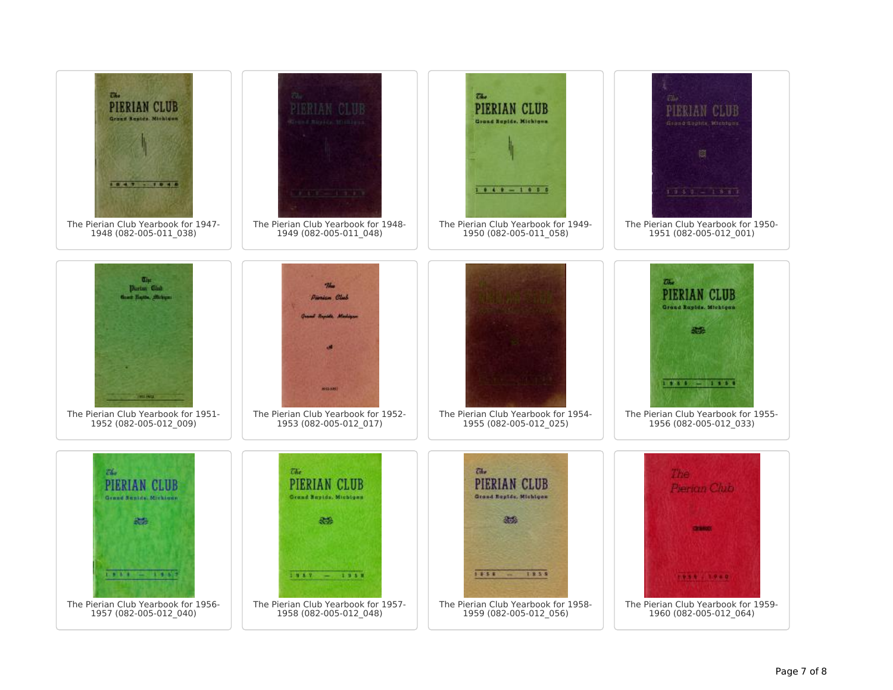The Pierian Club Yearbook for 1947-1948 (082-005-011_038)

The Pierian Club Yearbook for 1948-1949 (082-005-011_048)

The Pierian Club Yearbook for 1949-1950 (082-005-011_058)

The Pierian Club Yearbook for 1950-1951 (082-005-012_001)

The Pierian Club Yearbook for 1951-1952 (082-005-012_009)

The Pierian Club Yearbook for 1952-1953 (082-005-012_017)

The Pierian Club Yearbook for 1954-1955 (082-005-012_025)

The Pierian Club Yearbook for 1955-1956 (082-005-012_033)

The Pierian Club Yearbook for 1956-1957 (082-005-012_040)

The Pierian Club Yearbook for 1957-1958 (082-005-012_048)

The Pierian Club Yearbook for 1958-1959 (082-005-012_056)

The Pierian Club Yearbook for 1959-1960 (082-005-012_064)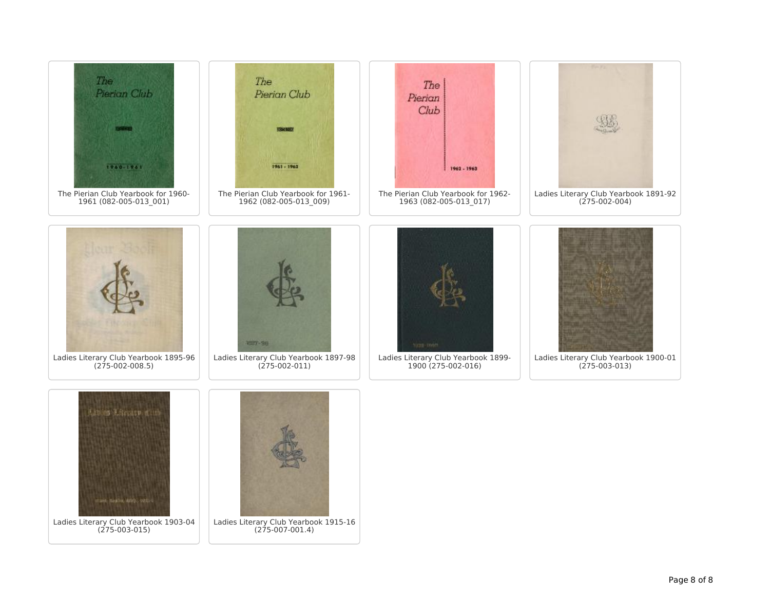The Pierian Club Yearbook for 1960-1961 (082-005-013_001)

The Pierian Club Yearbook for 1961-1962 (082-005-013_009)

The Pierian Club Yearbook for 1962-1963 (082-005-013_017)

Ladies Literary Club Yearbook 1891-92 (275-002-004)

Ladies Literary Club Yearbook 1895-96 (275-002-008.5)

Ladies Literary Club Yearbook 1897-98 (275-002-011)

Ladies Literary Club Yearbook 1899-1900 (275-002-016)

Ladies Literary Club Yearbook 1900-01 (275-003-013)

Ladies Literary Club Yearbook 1903-04 (275-003-015)

Ladies Literary Club Yearbook 1915-16 (275-007-001.4)